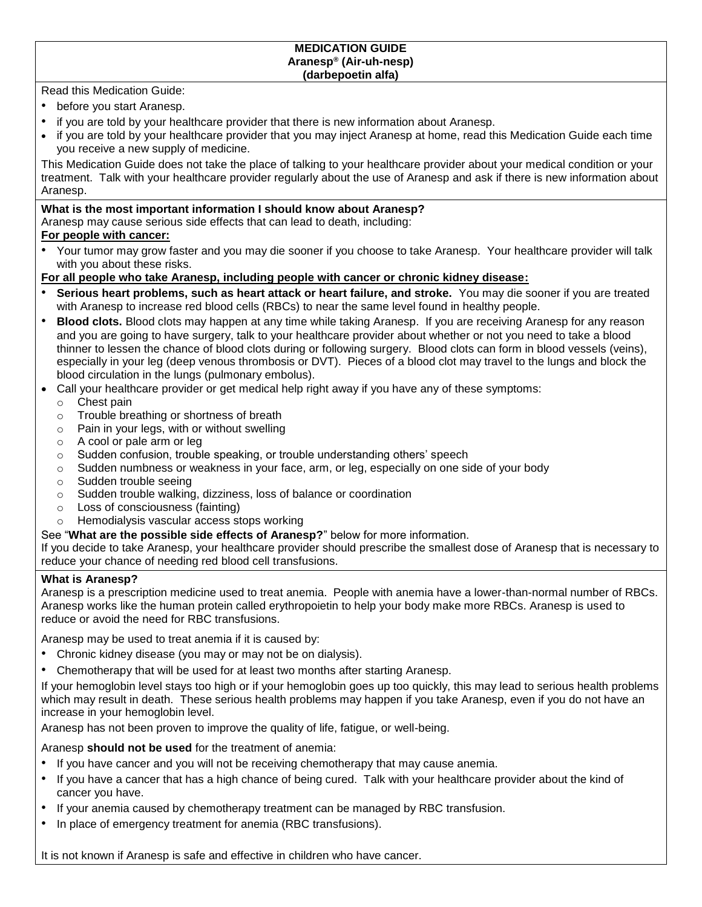# MEDICATION GUIDE
## Aranesp® (Air-uh-nesp)
## (darbepoetin alfa)

Read this Medication Guide:

- before you start Aranesp.
- if you are told by your healthcare provider that there is new information about Aranesp.
- if you are told by your healthcare provider that you may inject Aranesp at home, read this Medication Guide each time you receive a new supply of medicine.

This Medication Guide does not take the place of talking to your healthcare provider about your medical condition or your treatment. Talk with your healthcare provider regularly about the use of Aranesp and ask if there is new information about Aranesp.

**What is the most important information I should know about Aranesp?**

Aranesp may cause serious side effects that can lead to death, including:

**For people with cancer:**

- Your tumor may grow faster and you may die sooner if you choose to take Aranesp. Your healthcare provider will talk with you about these risks.

**For all people who take Aranesp, including people with cancer or chronic kidney disease:**

- **Serious heart problems, such as heart attack or heart failure, and stroke.** You may die sooner if you are treated with Aranesp to increase red blood cells (RBCs) to near the same level found in healthy people.
- **Blood clots.** Blood clots may happen at any time while taking Aranesp. If you are receiving Aranesp for any reason and you are going to have surgery, talk to your healthcare provider about whether or not you need to take a blood thinner to lessen the chance of blood clots during or following surgery. Blood clots can form in blood vessels (veins), especially in your leg (deep venous thrombosis or DVT). Pieces of a blood clot may travel to the lungs and block the blood circulation in the lungs (pulmonary embolus).
- Call your healthcare provider or get medical help right away if you have any of these symptoms:
  - Chest pain
  - Trouble breathing or shortness of breath
  - Pain in your legs, with or without swelling
  - A cool or pale arm or leg
  - Sudden confusion, trouble speaking, or trouble understanding others' speech
  - Sudden numbness or weakness in your face, arm, or leg, especially on one side of your body
  - Sudden trouble seeing
  - Sudden trouble walking, dizziness, loss of balance or coordination
  - Loss of consciousness (fainting)
  - Hemodialysis vascular access stops working

See "**What are the possible side effects of Aranesp?**" below for more information.

If you decide to take Aranesp, your healthcare provider should prescribe the smallest dose of Aranesp that is necessary to reduce your chance of needing red blood cell transfusions.

**What is Aranesp?**

Aranesp is a prescription medicine used to treat anemia. People with anemia have a lower-than-normal number of RBCs. Aranesp works like the human protein called erythropoietin to help your body make more RBCs. Aranesp is used to reduce or avoid the need for RBC transfusions.

Aranesp may be used to treat anemia if it is caused by:

- Chronic kidney disease (you may or may not be on dialysis).
- Chemotherapy that will be used for at least two months after starting Aranesp.

If your hemoglobin level stays too high or if your hemoglobin goes up too quickly, this may lead to serious health problems which may result in death. These serious health problems may happen if you take Aranesp, even if you do not have an increase in your hemoglobin level.

Aranesp has not been proven to improve the quality of life, fatigue, or well-being.

Aranesp **should not be used** for the treatment of anemia:

- If you have cancer and you will not be receiving chemotherapy that may cause anemia.
- If you have a cancer that has a high chance of being cured. Talk with your healthcare provider about the kind of cancer you have.
- If your anemia caused by chemotherapy treatment can be managed by RBC transfusion.
- In place of emergency treatment for anemia (RBC transfusions).

It is not known if Aranesp is safe and effective in children who have cancer.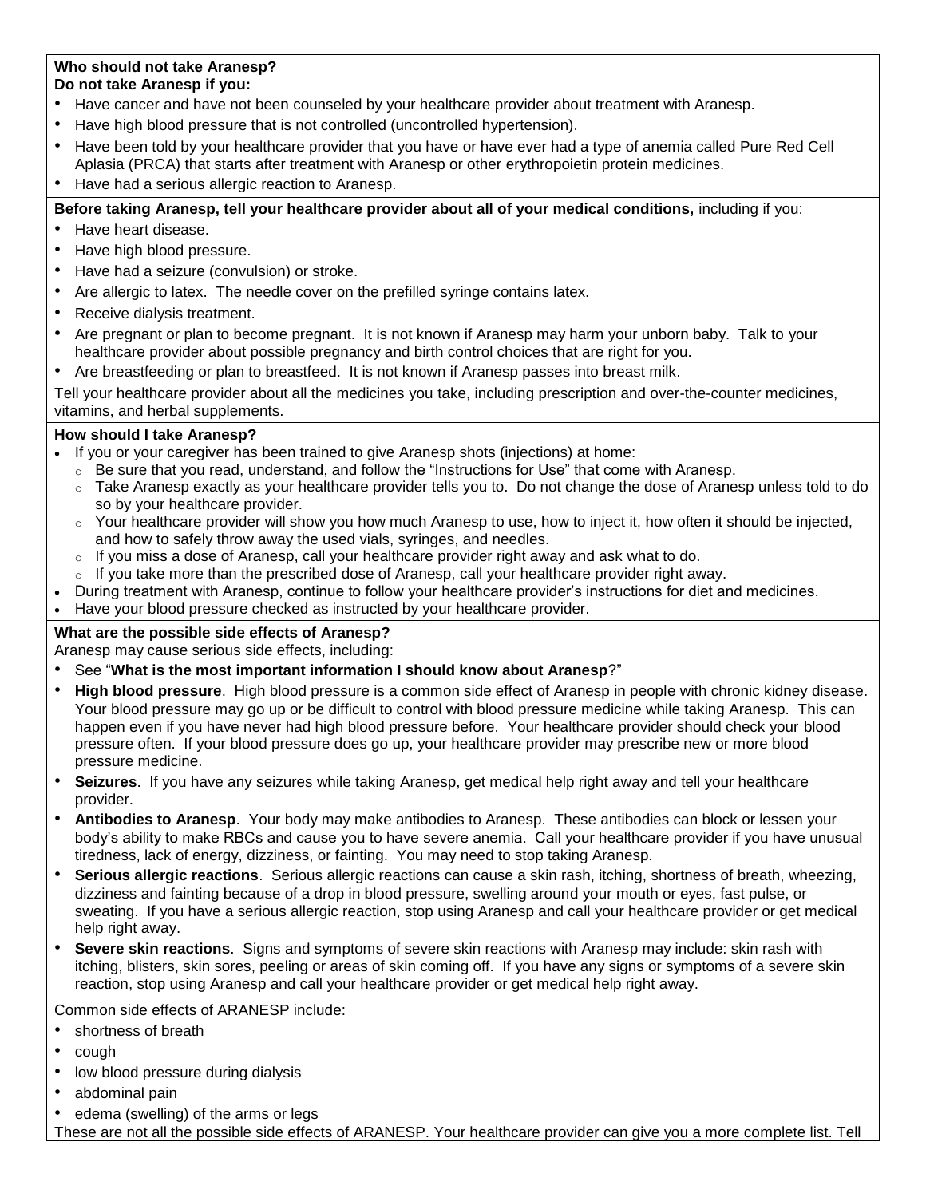**Who should not take Aranesp?**
**Do not take Aranesp if you:**

- Have cancer and have not been counseled by your healthcare provider about treatment with Aranesp.
- Have high blood pressure that is not controlled (uncontrolled hypertension).
- Have been told by your healthcare provider that you have or have ever had a type of anemia called Pure Red Cell Aplasia (PRCA) that starts after treatment with Aranesp or other erythropoietin protein medicines.
- Have had a serious allergic reaction to Aranesp.

**Before taking Aranesp, tell your healthcare provider about all of your medical conditions,** including if you:

- Have heart disease.
- Have high blood pressure.
- Have had a seizure (convulsion) or stroke.
- Are allergic to latex. The needle cover on the prefilled syringe contains latex.
- Receive dialysis treatment.
- Are pregnant or plan to become pregnant. It is not known if Aranesp may harm your unborn baby. Talk to your healthcare provider about possible pregnancy and birth control choices that are right for you.
- Are breastfeeding or plan to breastfeed. It is not known if Aranesp passes into breast milk.

Tell your healthcare provider about all the medicines you take, including prescription and over-the-counter medicines, vitamins, and herbal supplements.

**How should I take Aranesp?**

- If you or your caregiver has been trained to give Aranesp shots (injections) at home:
  - Be sure that you read, understand, and follow the "Instructions for Use" that come with Aranesp.
  - Take Aranesp exactly as your healthcare provider tells you to. Do not change the dose of Aranesp unless told to do so by your healthcare provider.
  - Your healthcare provider will show you how much Aranesp to use, how to inject it, how often it should be injected, and how to safely throw away the used vials, syringes, and needles.
  - If you miss a dose of Aranesp, call your healthcare provider right away and ask what to do.
  - If you take more than the prescribed dose of Aranesp, call your healthcare provider right away.
- During treatment with Aranesp, continue to follow your healthcare provider's instructions for diet and medicines.
- Have your blood pressure checked as instructed by your healthcare provider.

**What are the possible side effects of Aranesp?**

Aranesp may cause serious side effects, including:

- See "**What is the most important information I should know about Aranesp**?"
- **High blood pressure**. High blood pressure is a common side effect of Aranesp in people with chronic kidney disease. Your blood pressure may go up or be difficult to control with blood pressure medicine while taking Aranesp. This can happen even if you have never had high blood pressure before. Your healthcare provider should check your blood pressure often. If your blood pressure does go up, your healthcare provider may prescribe new or more blood pressure medicine.
- **Seizures**. If you have any seizures while taking Aranesp, get medical help right away and tell your healthcare provider.
- **Antibodies to Aranesp**. Your body may make antibodies to Aranesp. These antibodies can block or lessen your body's ability to make RBCs and cause you to have severe anemia. Call your healthcare provider if you have unusual tiredness, lack of energy, dizziness, or fainting. You may need to stop taking Aranesp.
- **Serious allergic reactions**. Serious allergic reactions can cause a skin rash, itching, shortness of breath, wheezing, dizziness and fainting because of a drop in blood pressure, swelling around your mouth or eyes, fast pulse, or sweating. If you have a serious allergic reaction, stop using Aranesp and call your healthcare provider or get medical help right away.
- **Severe skin reactions**. Signs and symptoms of severe skin reactions with Aranesp may include: skin rash with itching, blisters, skin sores, peeling or areas of skin coming off. If you have any signs or symptoms of a severe skin reaction, stop using Aranesp and call your healthcare provider or get medical help right away.

Common side effects of ARANESP include:

- shortness of breath
- cough
- low blood pressure during dialysis
- abdominal pain
- edema (swelling) of the arms or legs

These are not all the possible side effects of ARANESP. Your healthcare provider can give you a more complete list. Tell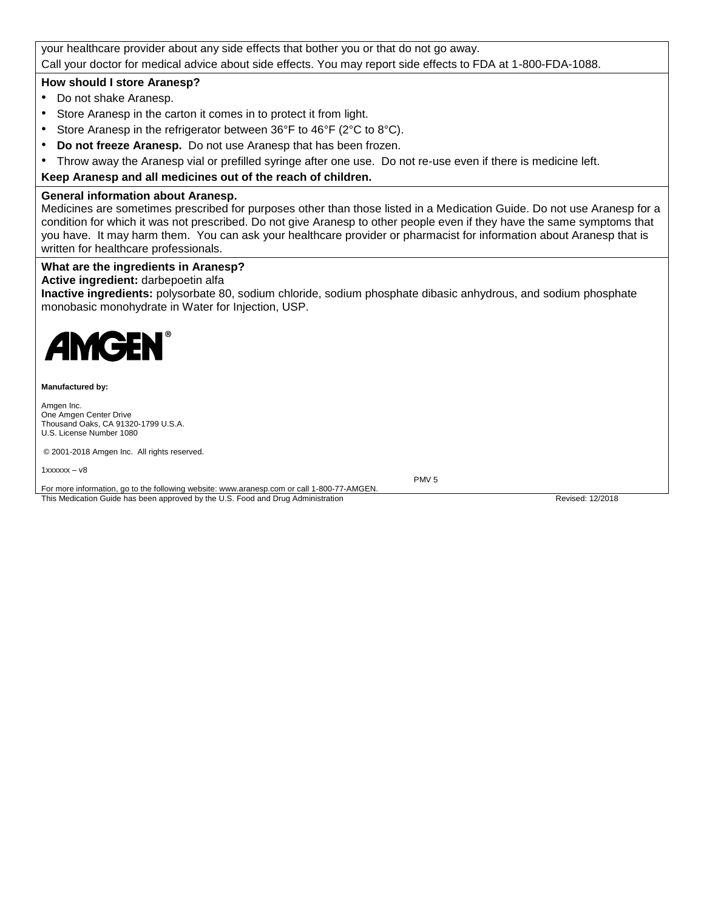your healthcare provider about any side effects that bother you or that do not go away.

Call your doctor for medical advice about side effects. You may report side effects to FDA at 1-800-FDA-1088.

**How should I store Aranesp?**

- Do not shake Aranesp.
- Store Aranesp in the carton it comes in to protect it from light.
- Store Aranesp in the refrigerator between 36°F to 46°F (2°C to 8°C).
- **Do not freeze Aranesp.** Do not use Aranesp that has been frozen.
- Throw away the Aranesp vial or prefilled syringe after one use. Do not re-use even if there is medicine left.

**Keep Aranesp and all medicines out of the reach of children.**

**General information about Aranesp.**

Medicines are sometimes prescribed for purposes other than those listed in a Medication Guide. Do not use Aranesp for a condition for which it was not prescribed. Do not give Aranesp to other people even if they have the same symptoms that you have. It may harm them. You can ask your healthcare provider or pharmacist for information about Aranesp that is written for healthcare professionals.

**What are the ingredients in Aranesp?**

**Active ingredient:** darbepoetin alfa

**Inactive ingredients:** polysorbate 80, sodium chloride, sodium phosphate dibasic anhydrous, and sodium phosphate monobasic monohydrate in Water for Injection, USP.

AMGEN®

**Manufactured by:**

Amgen Inc.
One Amgen Center Drive
Thousand Oaks, CA 91320-1799 U.S.A.
U.S. License Number 1080

© 2001-2018 Amgen Inc. All rights reserved.

1xxxxxx – v8

PMV 5

For more information, go to the following website: www.aranesp.com or call 1-800-77-AMGEN.

This Medication Guide has been approved by the U.S. Food and Drug Administration Revised: 12/2018